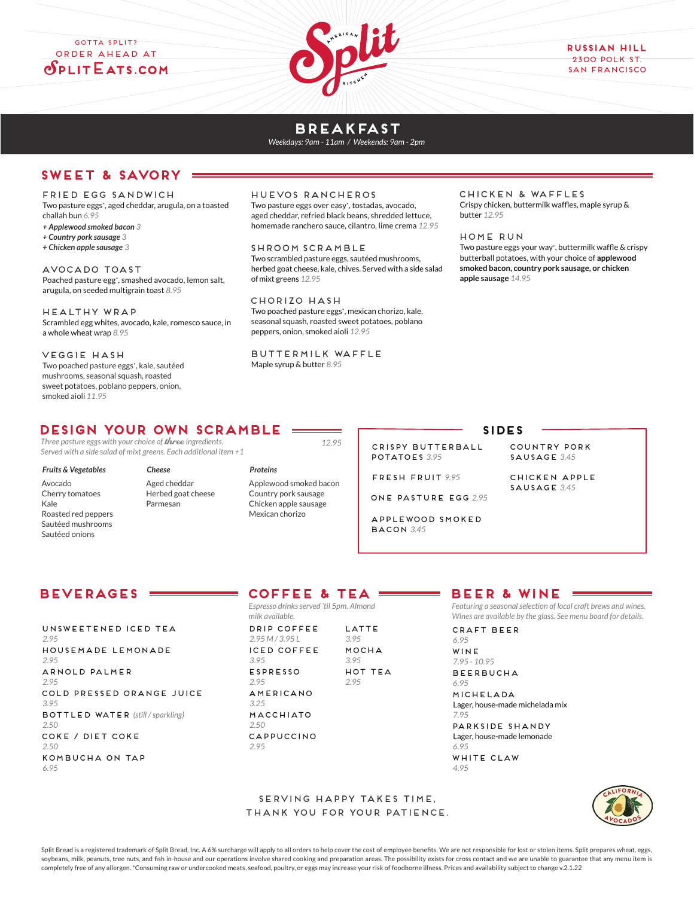GOTTA SPLIT?
ORDER AHEAD AT
SPLITEATS.COM

# Split American Kitchen

RUSSIAN HILL
2300 POLK ST.
SAN FRANCISCO

# BREAKFAST

*Weekdays: 9am - 11am / Weekends: 9am - 2pm*

## SWEET & SAVORY

### FRIED EGG SANDWICH
Two pasture eggs*, aged cheddar, arugula, on a toasted challah bun *6.95*

*+ Applewood smoked bacon 3*
*+ Country pork sausage 3*
*+ Chicken apple sausage 3*

### AVOCADO TOAST
Poached pasture egg*, smashed avocado, lemon salt, arugula, on seeded multigrain toast *8.95*

### HEALTHY WRAP
Scrambled egg whites, avocado, kale, romesco sauce, in a whole wheat wrap *8.95*

### VEGGIE HASH
Two poached pasture eggs*, kale, sautéed mushrooms, seasonal squash, roasted sweet potatoes, poblano peppers, onion, smoked aioli *11.95*

### HUEVOS RANCHEROS
Two pasture eggs over easy*, tostadas, avocado, aged cheddar, refried black beans, shredded lettuce, homemade ranchero sauce, cilantro, lime crema *12.95*

### SHROOM SCRAMBLE
Two scrambled pasture eggs, sautéed mushrooms, herbed goat cheese, kale, chives. Served with a side salad of mixt greens *12.95*

### CHORIZO HASH
Two poached pasture eggs*, mexican chorizo, kale, seasonal squash, roasted sweet potatoes, poblano peppers, onion, smoked aioli *12.95*

### BUTTERMILK WAFFLE
Maple syrup & butter *8.95*

### CHICKEN & WAFFLES
Crispy chicken, buttermilk waffles, maple syrup & butter *12.95*

### HOME RUN
Two pasture eggs your way*, buttermilk waffle & crispy butterball potatoes, with your choice of **applewood smoked bacon, country pork sausage, or chicken apple sausage** *14.95*

## DESIGN YOUR OWN SCRAMBLE

*Three pasture eggs with your choice of **three** ingredients. Served with a side salad of mixt greens. Each additional item +1* *12.95*

| *Fruits & Vegetables* | *Cheese* | *Proteins* |
|---|---|---|
| Avocado | Aged cheddar | Applewood smoked bacon |
| Cherry tomatoes | Herbed goat cheese | Country pork sausage |
| Kale | Parmesan | Chicken apple sausage |
| Roasted red peppers | | Mexican chorizo |
| Sautéed mushrooms | | |
| Sautéed onions | | |

## SIDES

- CRISPY BUTTERBALL POTATOES *3.95*
- FRESH FRUIT *9.95*
- ONE PASTURE EGG *2.95*
- APPLEWOOD SMOKED BACON *3.45*
- COUNTRY PORK SAUSAGE *3.45*
- CHICKEN APPLE SAUSAGE *3.45*

## BEVERAGES

- UNSWEETENED ICED TEA *2.95*
- HOUSEMADE LEMONADE *2.95*
- ARNOLD PALMER *2.95*
- COLD PRESSED ORANGE JUICE *3.95*
- BOTTLED WATER *(still / sparkling)* *2.50*
- COKE / DIET COKE *2.50*
- KOMBUCHA ON TAP *6.95*

## COFFEE & TEA

*Espresso drinks served 'til 5pm. Almond milk available.*

- DRIP COFFEE *2.95 M / 3.95 L*
- ICED COFFEE *3.95*
- ESPRESSO *2.95*
- AMERICANO *3.25*
- MACCHIATO *2.50*
- CAPPUCCINO *2.95*
- LATTE *3.95*
- MOCHA *3.95*
- HOT TEA *2.95*

## BEER & WINE

*Featuring a seasonal selection of local craft brews and wines. Wines are available by the glass. See menu board for details.*

- CRAFT BEER *6.95*
- WINE *7.95 - 10.95*
- BEERBUCHA *6.95*
- MICHELADA — Lager, house-made michelada mix *7.95*
- PARKSIDE SHANDY — Lager, house-made lemonade *6.95*
- WHITE CLAW *4.95*

SERVING HAPPY TAKES TIME,
THANK YOU FOR YOUR PATIENCE.

CALIFORNIA AVOCADOS

Split Bread is a registered trademark of Split Bread, Inc. A 6% surcharge will apply to all orders to help cover the cost of employee benefits. We are not responsible for lost or stolen items. Split prepares wheat, eggs, soybeans, milk, peanuts, tree nuts, and fish in-house and our operations involve shared cooking and preparation areas. The possibility exists for cross contact and we are unable to guarantee that any menu item is completely free of any allergen. *Consuming raw or undercooked meats, seafood, poultry, or eggs may increase your risk of foodborne illness. Prices and availability subject to change v.2.1.22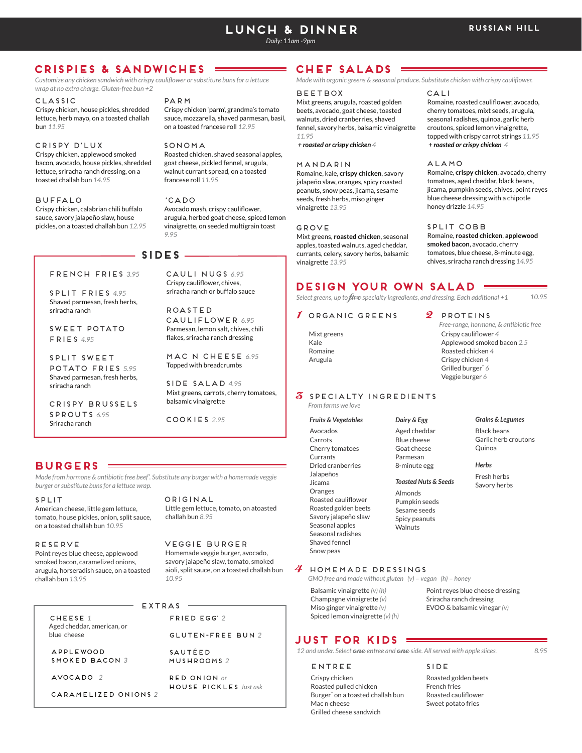# LUNCH & DINNER

*Daily: 11am -9pm*

RUSSIAN HILL

## CRISPIES & SANDWICHES

*Customize any chicken sandwich with crispy cauliflower or substiture buns for a lettuce wrap at no extra charge. Gluten-free bun +2*

### CLASSIC
Crispy chicken, house pickles, shredded lettuce, herb mayo, on a toasted challah bun 11.95

### CRISPY D'LUX
Crispy chicken, applewood smoked bacon, avocado, house pickles, shredded lettuce, sriracha ranch dressing, on a toasted challah bun 14.95

### BUFFALO
Crispy chicken, calabrian chili buffalo sauce, savory jalapeño slaw, house pickles, on a toasted challah bun 12.95

### PARM
Crispy chicken 'parm', grandma's tomato sauce, mozzarella, shaved parmesan, basil, on a toasted francese roll 12.95

### SONOMA
Roasted chicken, shaved seasonal apples, goat cheese, pickled fennel, arugula, walnut currant spread, on a toasted francese roll 11.95

### 'CADO
Avocado mash, crispy cauliflower, arugula, herbed goat cheese, spiced lemon vinaigrette, on seeded multigrain toast 9.95

## SIDES

**FRENCH FRIES** 3.95

**SPLIT FRIES** 4.95
Shaved parmesan, fresh herbs, sriracha ranch

**SWEET POTATO FRIES** 4.95

**SPLIT SWEET POTATO FRIES** 5.95
Shaved parmesan, fresh herbs, sriracha ranch

**CRISPY BRUSSELS SPROUTS** 6.95
Sriracha ranch

**CAULI NUGS** 6.95
Crispy cauliflower, chives, sriracha ranch or buffalo sauce

**ROASTED CAULIFLOWER** 6.95
Parmesan, lemon salt, chives, chili flakes, sriracha ranch dressing

**MAC N CHEESE** 6.95
Topped with breadcrumbs

**SIDE SALAD** 4.95
Mixt greens, carrots, cherry tomatoes, balsamic vinaigrette

**COOKIES** 2.95

## BURGERS

*Made from hormone & antibiotic free beef\*. Substitute any burger with a homemade veggie burger or substitute buns for a lettuce wrap.*

### SPLIT
American cheese, little gem lettuce, tomato, house pickles, onion, split sauce, on a toasted challah bun 10.95

### RESERVE
Point reyes blue cheese, applewood smoked bacon, caramelized onions, arugula, horseradish sauce, on a toasted challah bun 13.95

### ORIGINAL
Little gem lettuce, tomato, on atoasted challah bun 8.95

### VEGGIE BURGER
Homemade veggie burger, avocado, savory jalapeño slaw, tomato, smoked aioli, split sauce, on a toasted challah bun 10.95

## EXTRAS

**CHEESE** 1
Aged cheddar, american, or blue cheese

**APPLEWOOD SMOKED BACON** 3

**AVOCADO** 2

**CARAMELIZED ONIONS** 2

**FRIED EGG\*** 2

**GLUTEN-FREE BUN** 2

**SAUTÉED MUSHROOMS** 2

**RED ONION** *or* **HOUSE PICKLES** *Just ask*

## CHEF SALADS

*Made with organic greens & seasonal produce. Substitute chicken with crispy cauliflower.*

### BEETBOX
Mixt greens, arugula, roasted golden beets, avocado, goat cheese, toasted walnuts, dried cranberries, shaved fennel, savory herbs, balsamic vinaigrette 11.95
***+ roasted or crispy chicken*** 4

### MANDARIN
Romaine, kale, **crispy chicken**, savory jalapeño slaw, oranges, spicy roasted peanuts, snow peas, jicama, sesame seeds, fresh herbs, miso ginger vinaigrette 13.95

### GROVE
Mixt greens, **roasted chicken**, seasonal apples, toasted walnuts, aged cheddar, currants, celery, savory herbs, balsamic vinaigrette 13.95

### CALI
Romaine, roasted cauliflower, avocado, cherry tomatoes, mixt seeds, arugula, seasonal radishes, quinoa, garlic herb croutons, spiced lemon vinaigrette, topped with crispy carrot strings 11.95
***+ roasted or crispy chicken*** 4

### ALAMO
Romaine, **crispy chicken**, avocado, cherry tomatoes, aged cheddar, black beans, jicama, pumpkin seeds, chives, point reyes blue cheese dressing with a chipotle honey drizzle 14.95

### SPLIT COBB
Romaine, **roasted chicken**, **applewood smoked bacon**, avocado, cherry tomatoes, blue cheese, 8-minute egg, chives, sriracha ranch dressing 14.95

## DESIGN YOUR OWN SALAD

*Select greens, up to **five** specialty ingredients, and dressing. Each additional +1* 10.95

### 1 ORGANIC GREENS
- Mixt greens
- Kale
- Romaine
- Arugula

### 2 PROTEINS
*Free-range, hormone, & antibiotic free*
- Crispy cauliflower 4
- Applewood smoked bacon 2.5
- Roasted chicken 4
- Crispy chicken 4
- Grilled burger\* 6
- Veggie burger 6

### 3 SPECIALTY INGREDIENTS
*From farms we love*

***Fruits & Vegetables***
- Avocados
- Carrots
- Cherry tomatoes
- Currants
- Dried cranberries
- Jalapeños
- Jicama
- Oranges
- Roasted cauliflower
- Roasted golden beets
- Savory jalapeño slaw
- Seasonal apples
- Seasonal radishes
- Shaved fennel
- Snow peas

***Dairy & Egg***
- Aged cheddar
- Blue cheese
- Goat cheese
- Parmesan
- 8-minute egg

***Toasted Nuts & Seeds***
- Almonds
- Pumpkin seeds
- Sesame seeds
- Spicy peanuts
- Walnuts

***Grains & Legumes***
- Black beans
- Garlic herb croutons
- Quinoa

***Herbs***
- Fresh herbs
- Savory herbs

### 4 HOMEMADE DRESSINGS
*GMO free and made without gluten (v) = vegan (h) = honey*

- Balsamic vinaigrette *(v) (h)*
- Champagne vinaigrette *(v)*
- Miso ginger vinaigrette *(v)*
- Spiced lemon vinaigrette *(v) (h)*
- Point reyes blue cheese dressing
- Sriracha ranch dressing
- EVOO & balsamic vinegar *(v)*

## JUST FOR KIDS

*12 and under. Select **one** entree and **one** side. All served with apple slices.* 8.95

### ENTREE
- Crispy chicken
- Roasted pulled chicken
- Burger\* on a toasted challah bun
- Mac n cheese
- Grilled cheese sandwich

### SIDE
- Roasted golden beets
- French fries
- Roasted cauliflower
- Sweet potato fries